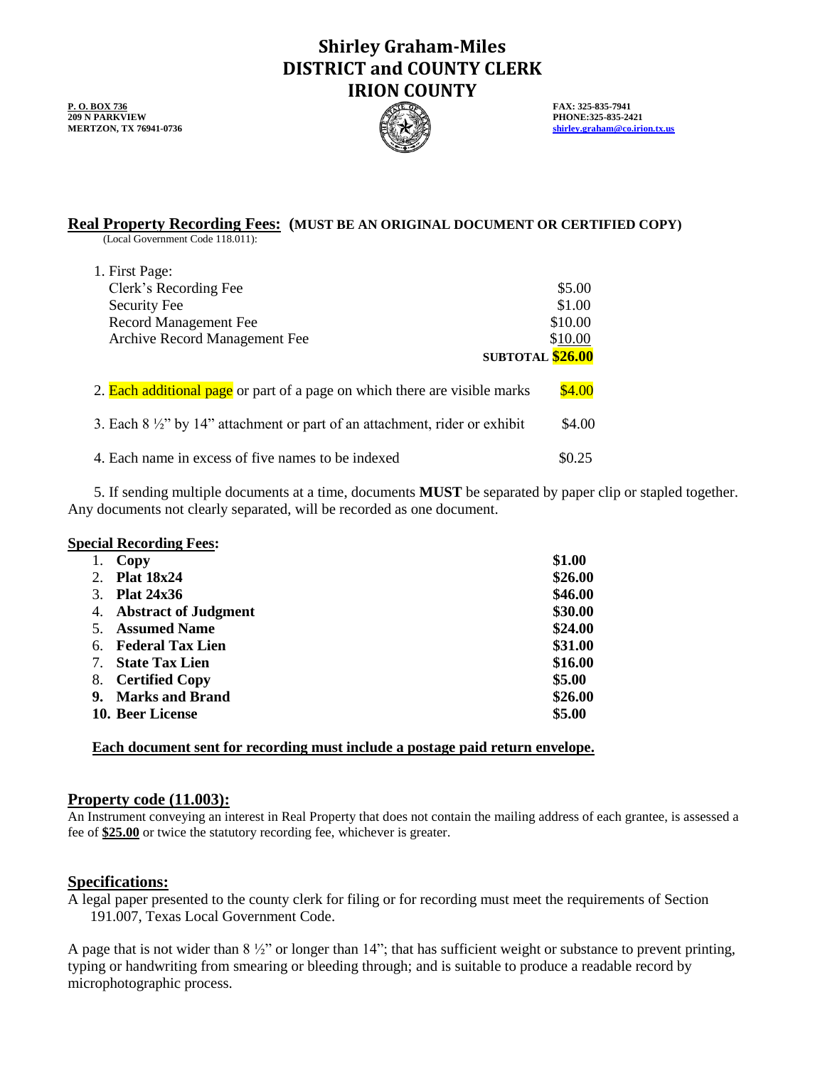# Shirley Graham-Miles
# DISTRICT and COUNTY CLERK
# IRION COUNTY

**P. O. BOX 736**
**209 N PARKVIEW**
**MERTZON, TX 76941-0736**

**FAX: 325-835-7941**
**PHONE:325-835-2421**
**shirley.graham@co.irion.tx.us**

## Real Property Recording Fees: (MUST BE AN ORIGINAL DOCUMENT OR CERTIFIED COPY)

(Local Government Code 118.011):

1. First Page:

| | |
|---|---|
| Clerk's Recording Fee | $5.00 |
| Security Fee | $1.00 |
| Record Management Fee | $10.00 |
| Archive Record Management Fee | $10.00 |
| **SUBTOTAL** | **$26.00** |

2. Each additional page or part of a page on which there are visible marks — $4.00

3. Each 8 ½" by 14" attachment or part of an attachment, rider or exhibit — $4.00

4. Each name in excess of five names to be indexed — $0.25

5. If sending multiple documents at a time, documents **MUST** be separated by paper clip or stapled together. Any documents not clearly separated, will be recorded as one document.

## Special Recording Fees:

| | |
|---|---|
| 1. **Copy** | **$1.00** |
| 2. **Plat 18x24** | **$26.00** |
| 3. **Plat 24x36** | **$46.00** |
| 4. **Abstract of Judgment** | **$30.00** |
| 5. **Assumed Name** | **$24.00** |
| 6. **Federal Tax Lien** | **$31.00** |
| 7. **State Tax Lien** | **$16.00** |
| 8. **Certified Copy** | **$5.00** |
| **9. Marks and Brand** | **$26.00** |
| **10. Beer License** | **$5.00** |

**Each document sent for recording must include a postage paid return envelope.**

## Property code (11.003):

An Instrument conveying an interest in Real Property that does not contain the mailing address of each grantee, is assessed a fee of **$25.00** or twice the statutory recording fee, whichever is greater.

## Specifications:

A legal paper presented to the county clerk for filing or for recording must meet the requirements of Section 191.007, Texas Local Government Code.

A page that is not wider than 8 ½" or longer than 14"; that has sufficient weight or substance to prevent printing, typing or handwriting from smearing or bleeding through; and is suitable to produce a readable record by microphotographic process.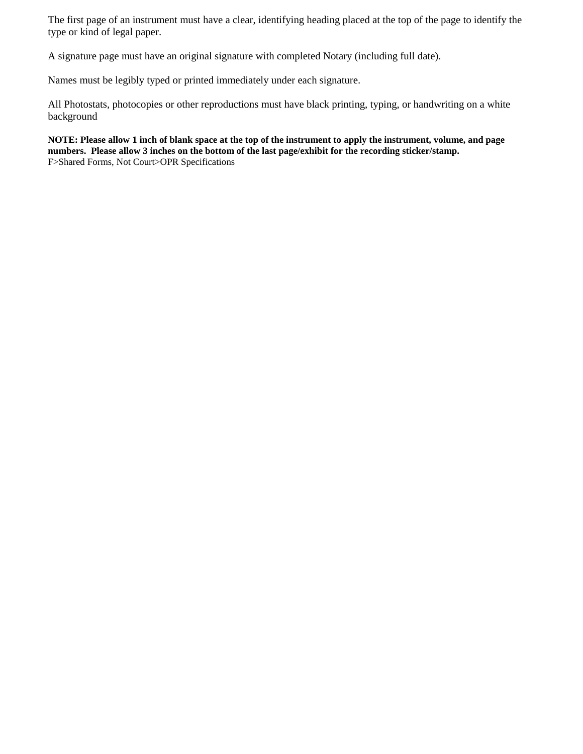The first page of an instrument must have a clear, identifying heading placed at the top of the page to identify the type or kind of legal paper.

A signature page must have an original signature with completed Notary (including full date).

Names must be legibly typed or printed immediately under each signature.

All Photostats, photocopies or other reproductions must have black printing, typing, or handwriting on a white background

**NOTE: Please allow 1 inch of blank space at the top of the instrument to apply the instrument, volume, and page numbers. Please allow 3 inches on the bottom of the last page/exhibit for the recording sticker/stamp.**
F>Shared Forms, Not Court>OPR Specifications